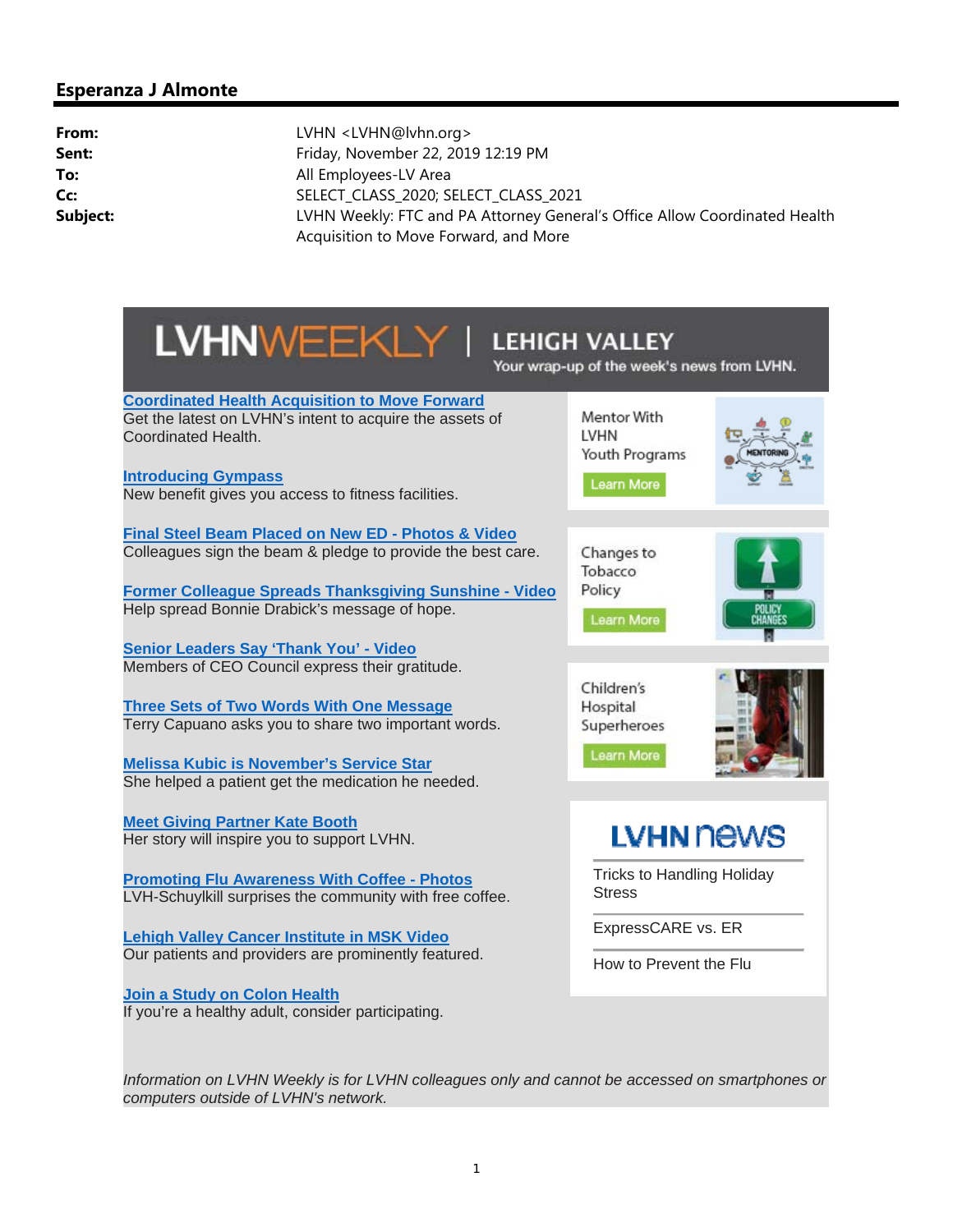## Esperanza J Almonte

**From:** LVHN <LVHN@lvhn.org>
**Sent:** Friday, November 22, 2019 12:19 PM
**To:** All Employees-LV Area
**Cc:** SELECT_CLASS_2020; SELECT_CLASS_2021
**Subject:** LVHN Weekly: FTC and PA Attorney General's Office Allow Coordinated Health Acquisition to Move Forward, and More

# LVHNWEEKLY | LEHIGH VALLEY

Your wrap-up of the week's news from LVHN.

**Coordinated Health Acquisition to Move Forward**
Get the latest on LVHN's intent to acquire the assets of Coordinated Health.

**Introducing Gympass**
New benefit gives you access to fitness facilities.

**Final Steel Beam Placed on New ED - Photos & Video**
Colleagues sign the beam & pledge to provide the best care.

**Former Colleague Spreads Thanksgiving Sunshine - Video**
Help spread Bonnie Drabick's message of hope.

**Senior Leaders Say 'Thank You' - Video**
Members of CEO Council express their gratitude.

**Three Sets of Two Words With One Message**
Terry Capuano asks you to share two important words.

**Melissa Kubic is November's Service Star**
She helped a patient get the medication he needed.

**Meet Giving Partner Kate Booth**
Her story will inspire you to support LVHN.

**Promoting Flu Awareness With Coffee - Photos**
LVH-Schuylkill surprises the community with free coffee.

**Lehigh Valley Cancer Institute in MSK Video**
Our patients and providers are prominently featured.

**Join a Study on Colon Health**
If you're a healthy adult, consider participating.

Mentor With LVHN Youth Programs
Learn More

Changes to Tobacco Policy
Learn More

Children's Hospital Superheroes
Learn More

## LVHN news

- Tricks to Handling Holiday Stress
- ExpressCARE vs. ER
- How to Prevent the Flu

*Information on LVHN Weekly is for LVHN colleagues only and cannot be accessed on smartphones or computers outside of LVHN's network.*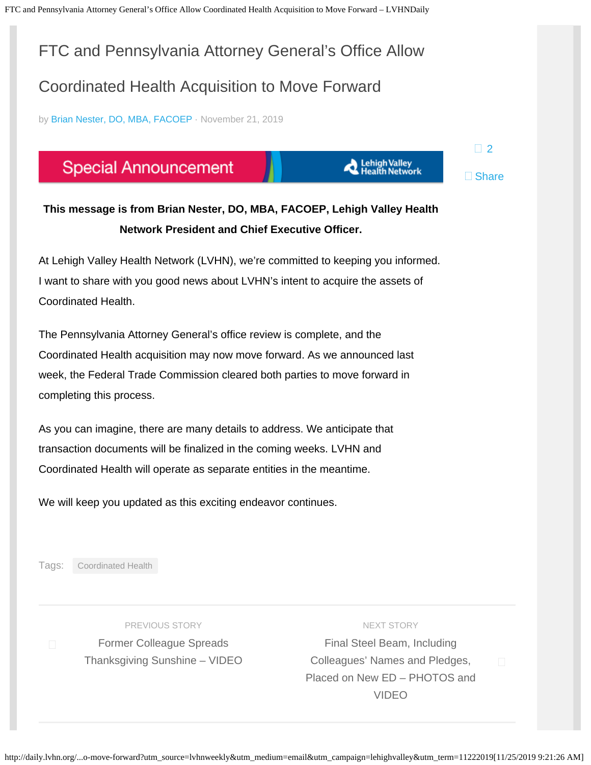# FTC and Pennsylvania Attorney General's Office Allow Coordinated Health Acquisition to Move Forward

by Brian Nester, DO, MBA, FACOEP · November 21, 2019

2

Share

Special Announcement — Lehigh Valley Health Network

**This message is from Brian Nester, DO, MBA, FACOEP, Lehigh Valley Health Network President and Chief Executive Officer.**

At Lehigh Valley Health Network (LVHN), we're committed to keeping you informed. I want to share with you good news about LVHN's intent to acquire the assets of Coordinated Health.

The Pennsylvania Attorney General's office review is complete, and the Coordinated Health acquisition may now move forward. As we announced last week, the Federal Trade Commission cleared both parties to move forward in completing this process.

As you can imagine, there are many details to address. We anticipate that transaction documents will be finalized in the coming weeks. LVHN and Coordinated Health will operate as separate entities in the meantime.

We will keep you updated as this exciting endeavor continues.

Tags: Coordinated Health

PREVIOUS STORY
Former Colleague Spreads Thanksgiving Sunshine – VIDEO

NEXT STORY
Final Steel Beam, Including Colleagues' Names and Pledges, Placed on New ED – PHOTOS and VIDEO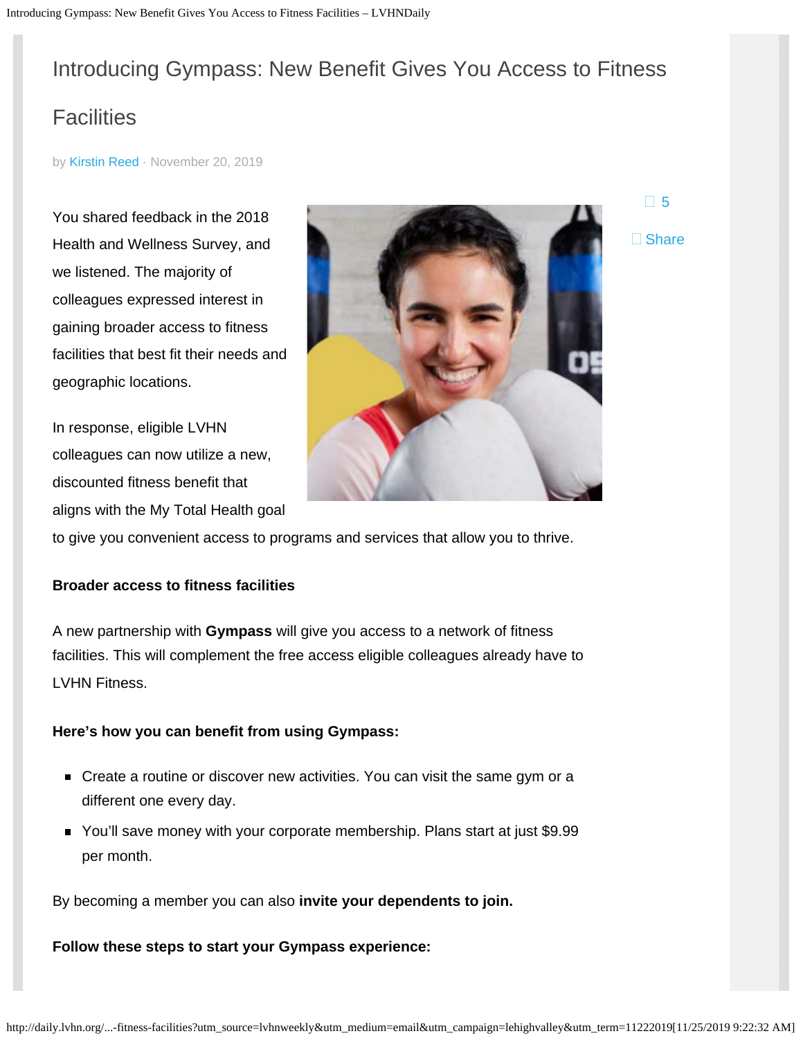# Introducing Gympass: New Benefit Gives You Access to Fitness Facilities

by Kirstin Reed · November 20, 2019

5

Share

You shared feedback in the 2018 Health and Wellness Survey, and we listened. The majority of colleagues expressed interest in gaining broader access to fitness facilities that best fit their needs and geographic locations.

In response, eligible LVHN colleagues can now utilize a new, discounted fitness benefit that aligns with the My Total Health goal to give you convenient access to programs and services that allow you to thrive.

**Broader access to fitness facilities**

A new partnership with **Gympass** will give you access to a network of fitness facilities. This will complement the free access eligible colleagues already have to LVHN Fitness.

**Here's how you can benefit from using Gympass:**

- Create a routine or discover new activities. You can visit the same gym or a different one every day.
- You'll save money with your corporate membership. Plans start at just $9.99 per month.

By becoming a member you can also **invite your dependents to join.**

**Follow these steps to start your Gympass experience:**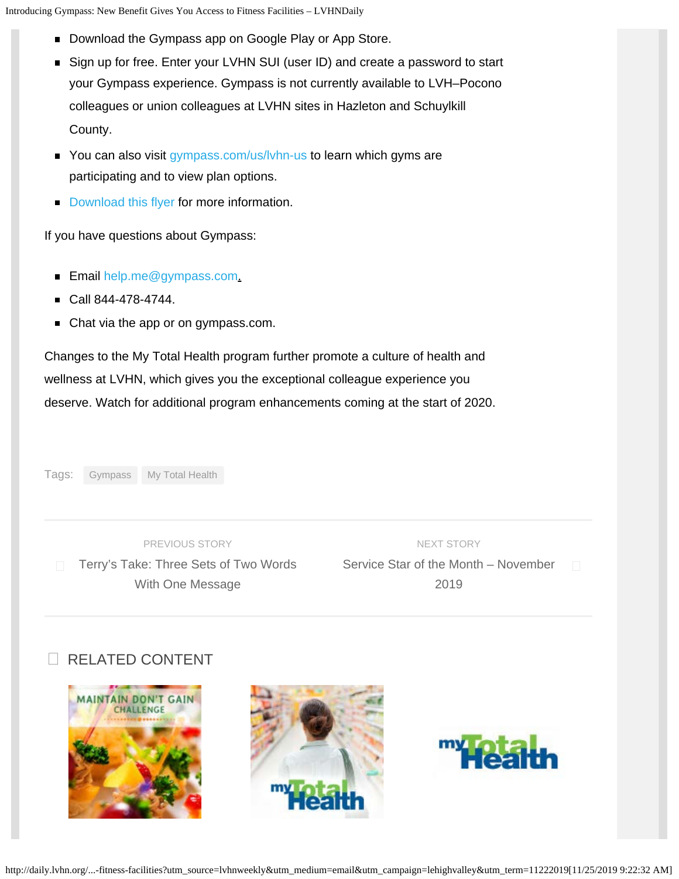- Download the Gympass app on Google Play or App Store.
- Sign up for free. Enter your LVHN SUI (user ID) and create a password to start your Gympass experience. Gympass is not currently available to LVH–Pocono colleagues or union colleagues at LVHN sites in Hazleton and Schuylkill County.
- You can also visit gympass.com/us/lvhn-us to learn which gyms are participating and to view plan options.
- Download this flyer for more information.

If you have questions about Gympass:

- Email help.me@gympass.com.
- Call 844-478-4744.
- Chat via the app or on gympass.com.

Changes to the My Total Health program further promote a culture of health and wellness at LVHN, which gives you the exceptional colleague experience you deserve. Watch for additional program enhancements coming at the start of 2020.

Tags: Gympass My Total Health

PREVIOUS STORY
Terry's Take: Three Sets of Two Words With One Message

NEXT STORY
Service Star of the Month – November 2019

## RELATED CONTENT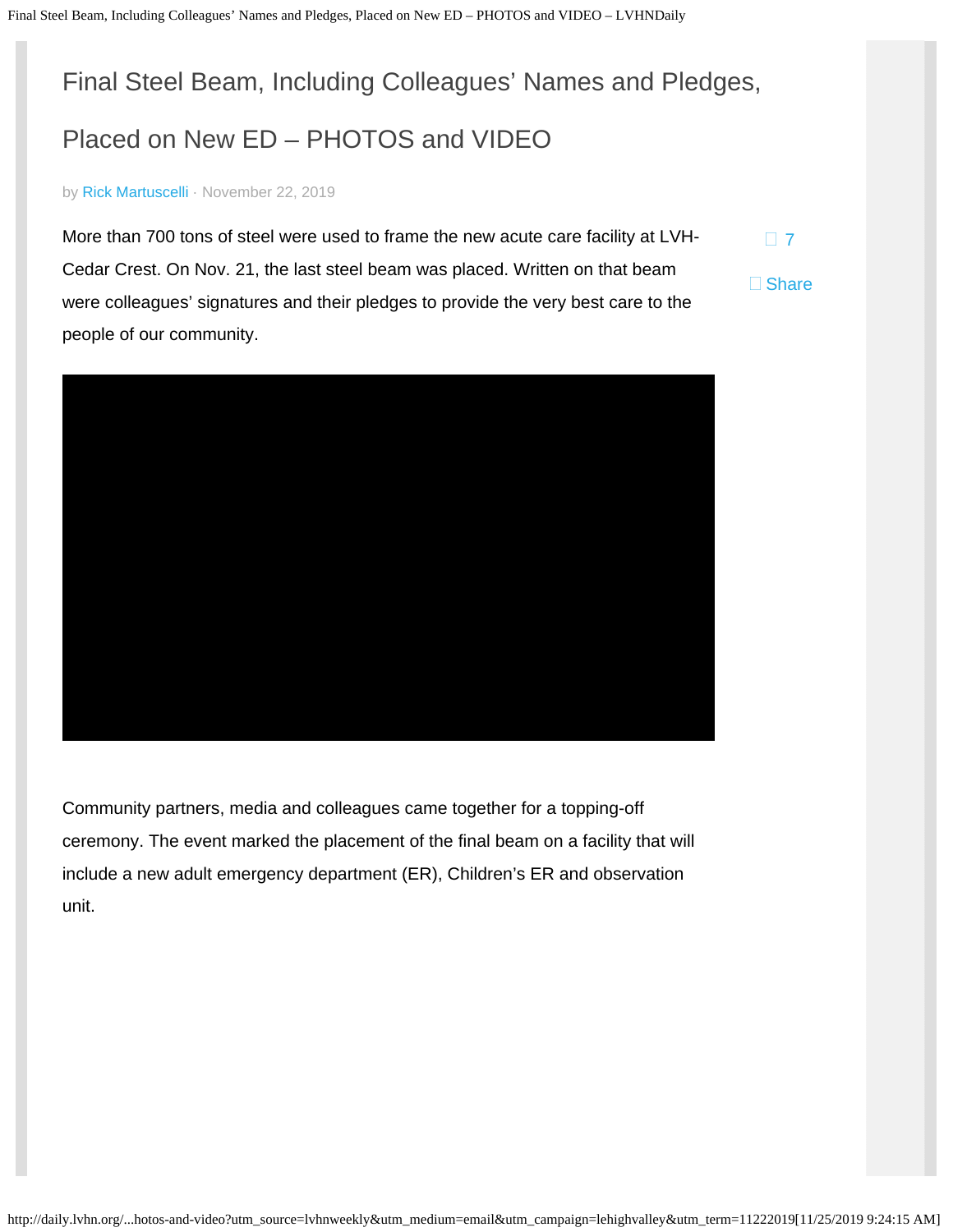# Final Steel Beam, Including Colleagues' Names and Pledges, Placed on New ED – PHOTOS and VIDEO

by Rick Martuscelli · November 22, 2019

7

Share

More than 700 tons of steel were used to frame the new acute care facility at LVH-Cedar Crest. On Nov. 21, the last steel beam was placed. Written on that beam were colleagues' signatures and their pledges to provide the very best care to the people of our community.

Community partners, media and colleagues came together for a topping-off ceremony. The event marked the placement of the final beam on a facility that will include a new adult emergency department (ER), Children's ER and observation unit.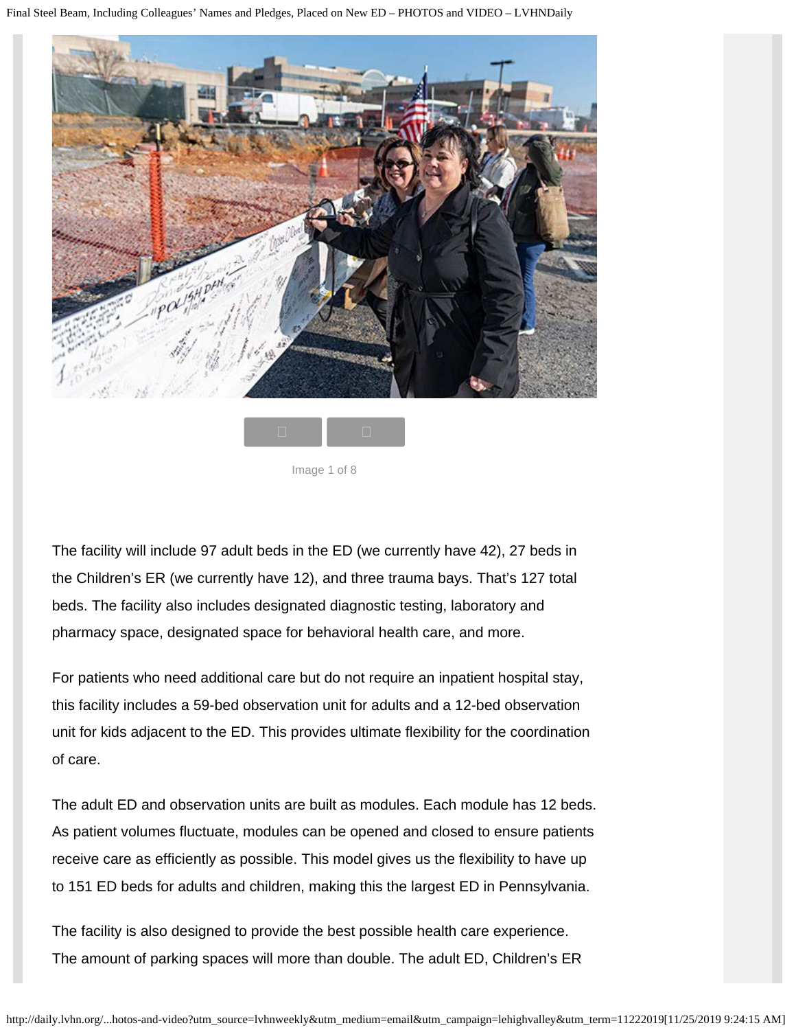Image 1 of 8

The facility will include 97 adult beds in the ED (we currently have 42), 27 beds in the Children's ER (we currently have 12), and three trauma bays. That's 127 total beds. The facility also includes designated diagnostic testing, laboratory and pharmacy space, designated space for behavioral health care, and more.

For patients who need additional care but do not require an inpatient hospital stay, this facility includes a 59-bed observation unit for adults and a 12-bed observation unit for kids adjacent to the ED. This provides ultimate flexibility for the coordination of care.

The adult ED and observation units are built as modules. Each module has 12 beds. As patient volumes fluctuate, modules can be opened and closed to ensure patients receive care as efficiently as possible. This model gives us the flexibility to have up to 151 ED beds for adults and children, making this the largest ED in Pennsylvania.

The facility is also designed to provide the best possible health care experience. The amount of parking spaces will more than double. The adult ED, Children's ER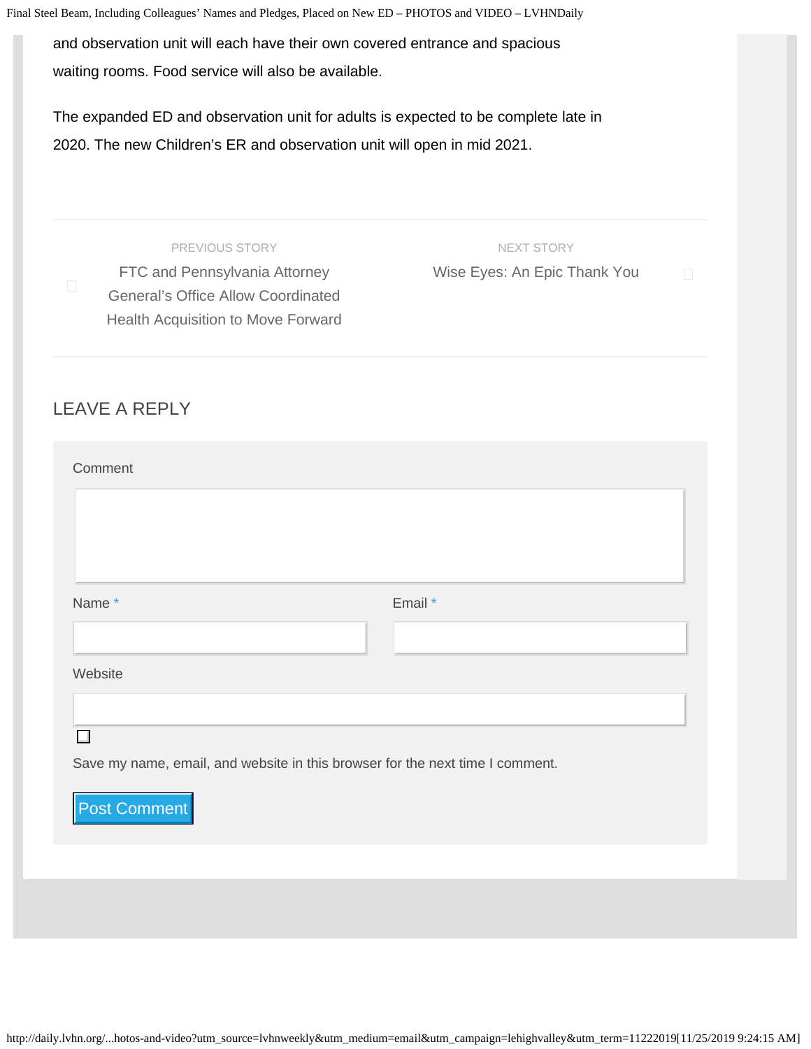and observation unit will each have their own covered entrance and spacious waiting rooms. Food service will also be available.

The expanded ED and observation unit for adults is expected to be complete late in 2020. The new Children's ER and observation unit will open in mid 2021.

PREVIOUS STORY

FTC and Pennsylvania Attorney General's Office Allow Coordinated Health Acquisition to Move Forward

NEXT STORY

Wise Eyes: An Epic Thank You

## LEAVE A REPLY

Comment

Name *

Email *

Website

Save my name, email, and website in this browser for the next time I comment.

Post Comment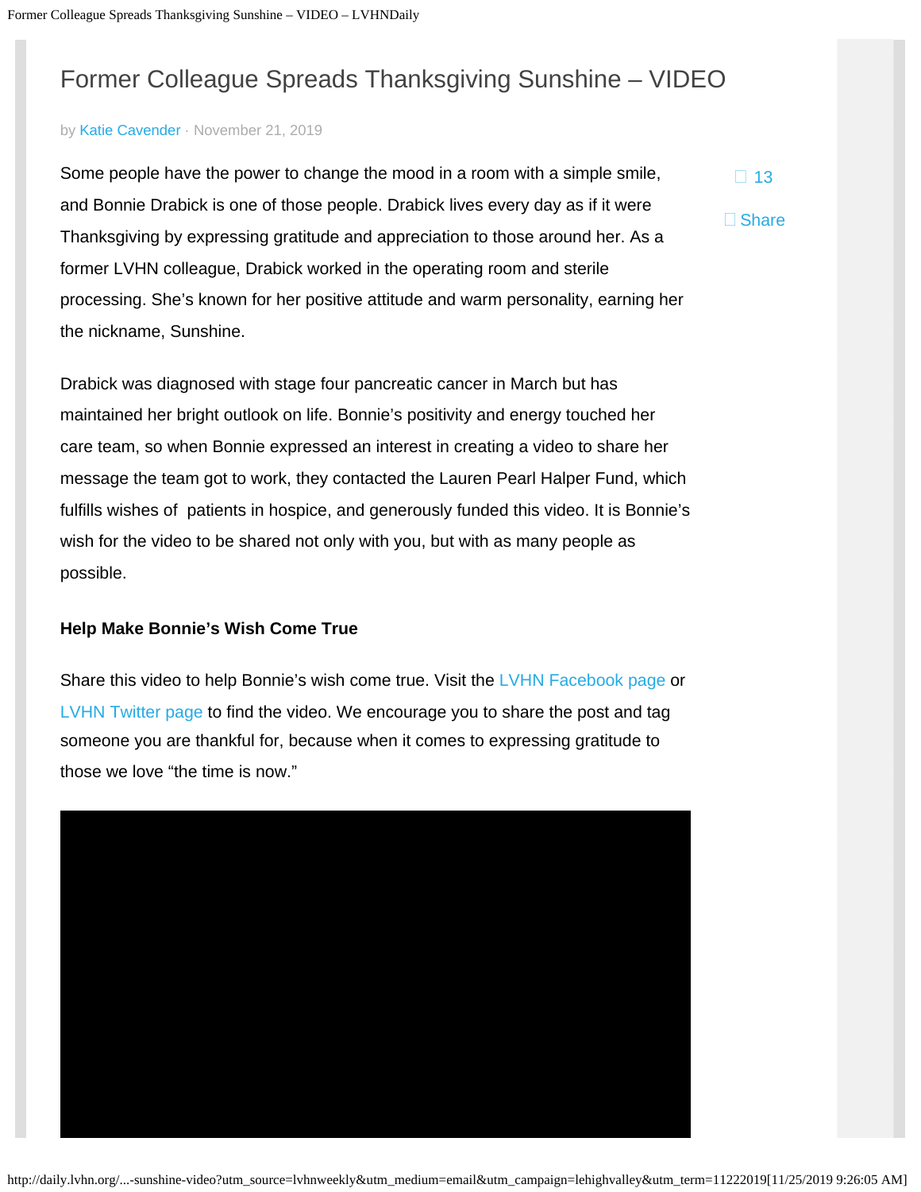# Former Colleague Spreads Thanksgiving Sunshine – VIDEO

by Katie Cavender · November 21, 2019

13

Share

Some people have the power to change the mood in a room with a simple smile, and Bonnie Drabick is one of those people. Drabick lives every day as if it were Thanksgiving by expressing gratitude and appreciation to those around her. As a former LVHN colleague, Drabick worked in the operating room and sterile processing. She's known for her positive attitude and warm personality, earning her the nickname, Sunshine.

Drabick was diagnosed with stage four pancreatic cancer in March but has maintained her bright outlook on life. Bonnie's positivity and energy touched her care team, so when Bonnie expressed an interest in creating a video to share her message the team got to work, they contacted the Lauren Pearl Halper Fund, which fulfills wishes of patients in hospice, and generously funded this video. It is Bonnie's wish for the video to be shared not only with you, but with as many people as possible.

**Help Make Bonnie's Wish Come True**

Share this video to help Bonnie's wish come true. Visit the LVHN Facebook page or LVHN Twitter page to find the video. We encourage you to share the post and tag someone you are thankful for, because when it comes to expressing gratitude to those we love "the time is now."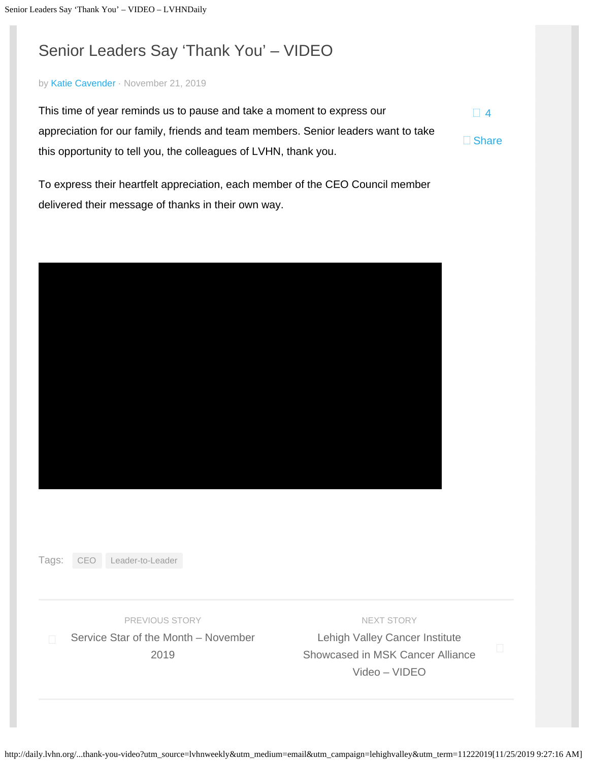# Senior Leaders Say 'Thank You' – VIDEO

by Katie Cavender · November 21, 2019

4

Share

This time of year reminds us to pause and take a moment to express our appreciation for our family, friends and team members. Senior leaders want to take this opportunity to tell you, the colleagues of LVHN, thank you.

To express their heartfelt appreciation, each member of the CEO Council member delivered their message of thanks in their own way.

Tags: CEO Leader-to-Leader

PREVIOUS STORY
Service Star of the Month – November 2019

NEXT STORY
Lehigh Valley Cancer Institute Showcased in MSK Cancer Alliance Video – VIDEO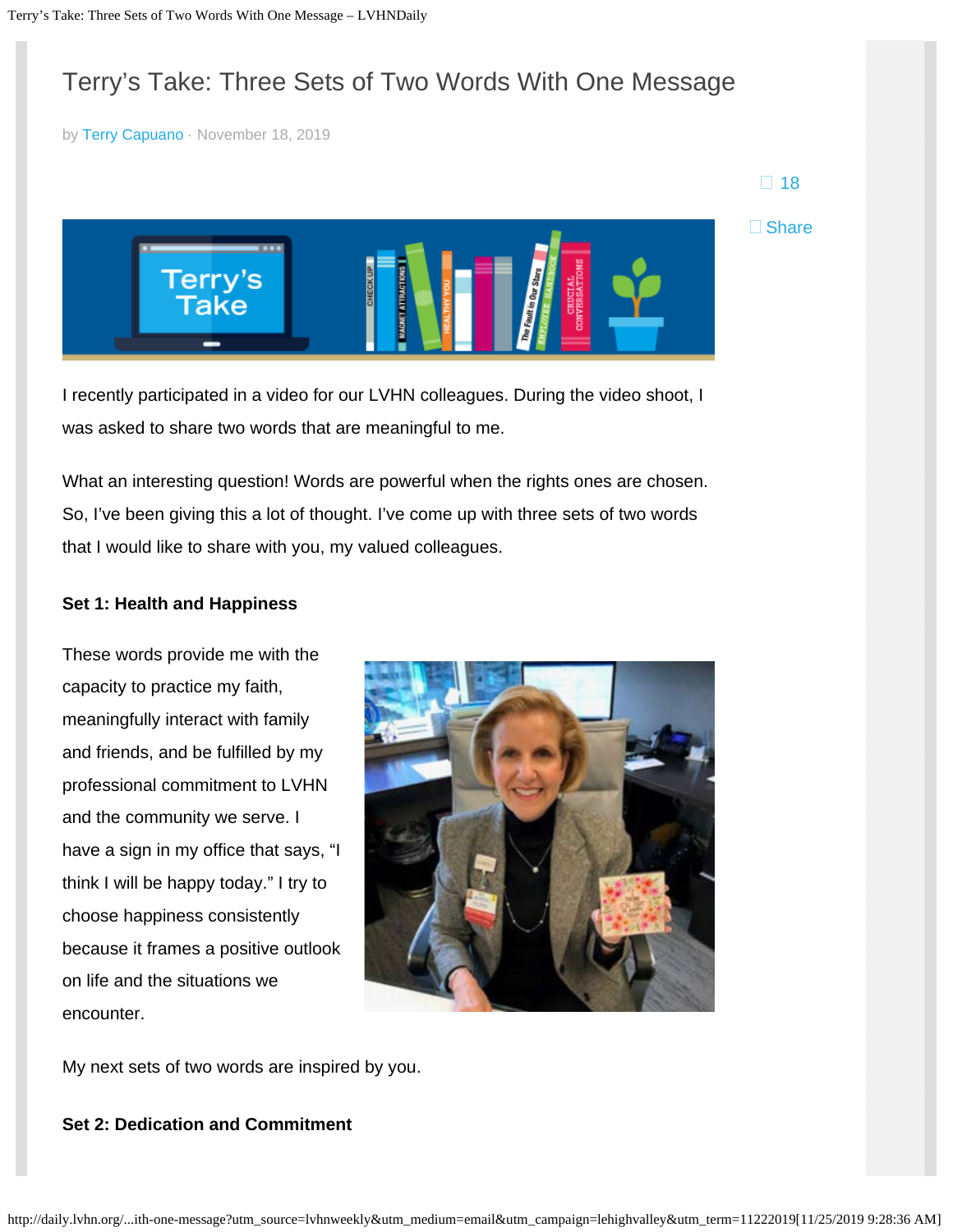# Terry's Take: Three Sets of Two Words With One Message

by Terry Capuano · November 18, 2019

18

Share

I recently participated in a video for our LVHN colleagues. During the video shoot, I was asked to share two words that are meaningful to me.

What an interesting question! Words are powerful when the rights ones are chosen. So, I've been giving this a lot of thought. I've come up with three sets of two words that I would like to share with you, my valued colleagues.

**Set 1: Health and Happiness**

These words provide me with the capacity to practice my faith, meaningfully interact with family and friends, and be fulfilled by my professional commitment to LVHN and the community we serve. I have a sign in my office that says, "I think I will be happy today." I try to choose happiness consistently because it frames a positive outlook on life and the situations we encounter.

My next sets of two words are inspired by you.

**Set 2: Dedication and Commitment**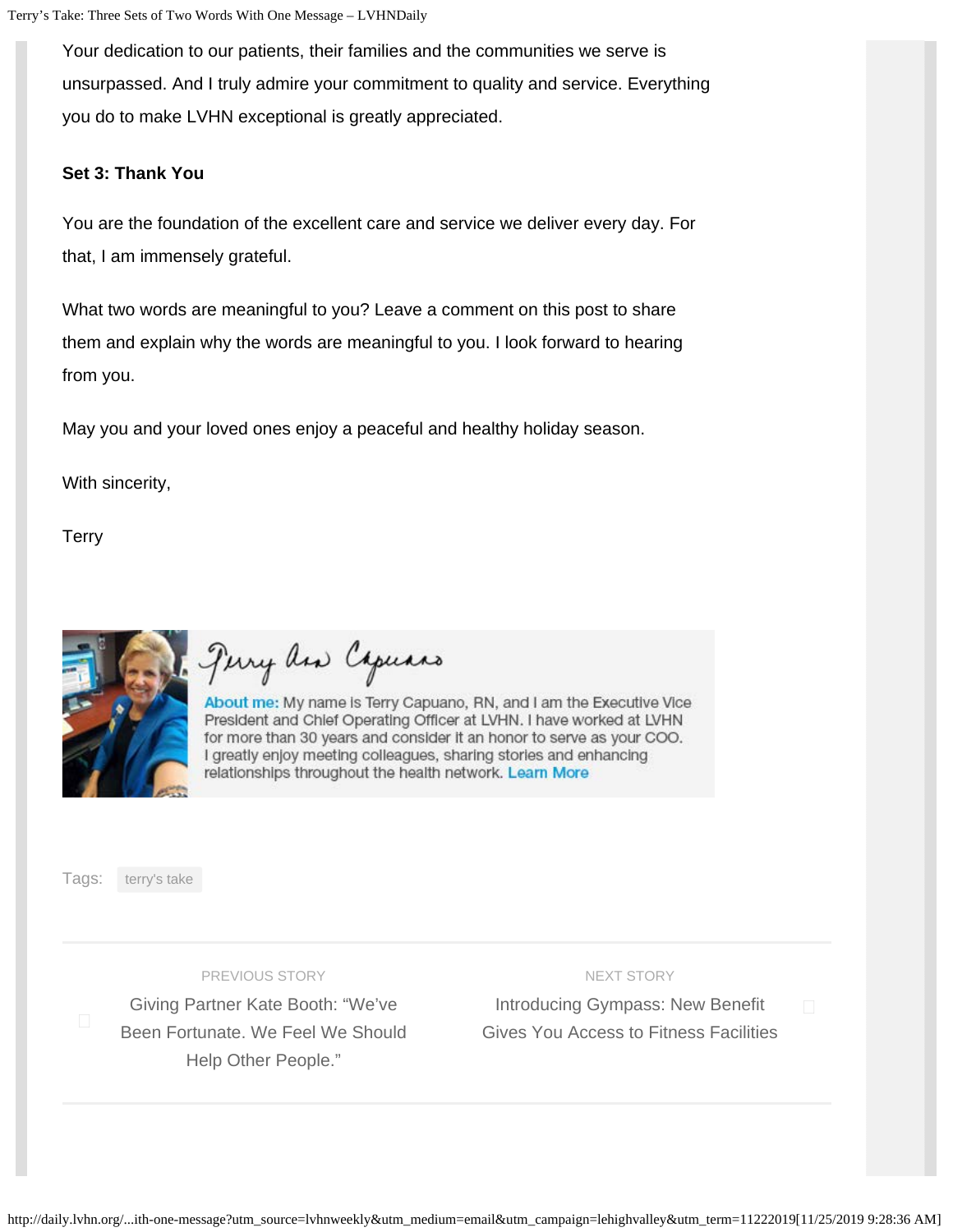Your dedication to our patients, their families and the communities we serve is unsurpassed. And I truly admire your commitment to quality and service. Everything you do to make LVHN exceptional is greatly appreciated.

**Set 3: Thank You**

You are the foundation of the excellent care and service we deliver every day. For that, I am immensely grateful.

What two words are meaningful to you? Leave a comment on this post to share them and explain why the words are meaningful to you. I look forward to hearing from you.

May you and your loved ones enjoy a peaceful and healthy holiday season.

With sincerity,

Terry

Terry Ann Capuano

About me: My name is Terry Capuano, RN, and I am the Executive Vice President and Chief Operating Officer at LVHN. I have worked at LVHN for more than 30 years and consider it an honor to serve as your COO. I greatly enjoy meeting colleagues, sharing stories and enhancing relationships throughout the health network. Learn More

Tags: terry's take

PREVIOUS STORY
Giving Partner Kate Booth: "We've Been Fortunate. We Feel We Should Help Other People."

NEXT STORY
Introducing Gympass: New Benefit Gives You Access to Fitness Facilities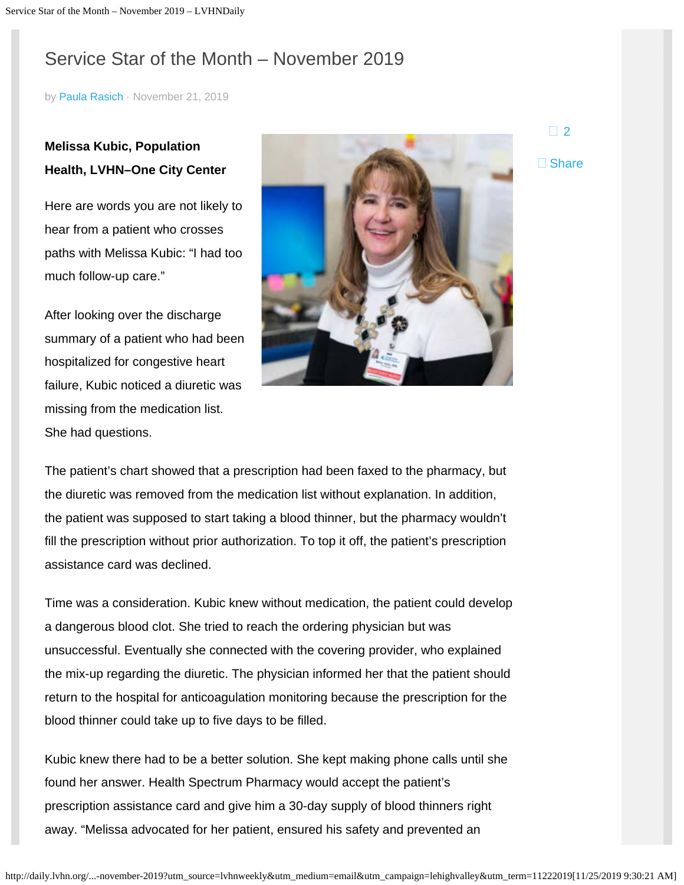# Service Star of the Month – November 2019

by Paula Rasich · November 21, 2019

2

Share

**Melissa Kubic, Population Health, LVHN–One City Center**

Here are words you are not likely to hear from a patient who crosses paths with Melissa Kubic: "I had too much follow-up care."

After looking over the discharge summary of a patient who had been hospitalized for congestive heart failure, Kubic noticed a diuretic was missing from the medication list. She had questions.

The patient's chart showed that a prescription had been faxed to the pharmacy, but the diuretic was removed from the medication list without explanation. In addition, the patient was supposed to start taking a blood thinner, but the pharmacy wouldn't fill the prescription without prior authorization. To top it off, the patient's prescription assistance card was declined.

Time was a consideration. Kubic knew without medication, the patient could develop a dangerous blood clot. She tried to reach the ordering physician but was unsuccessful. Eventually she connected with the covering provider, who explained the mix-up regarding the diuretic. The physician informed her that the patient should return to the hospital for anticoagulation monitoring because the prescription for the blood thinner could take up to five days to be filled.

Kubic knew there had to be a better solution. She kept making phone calls until she found her answer. Health Spectrum Pharmacy would accept the patient's prescription assistance card and give him a 30-day supply of blood thinners right away. "Melissa advocated for her patient, ensured his safety and prevented an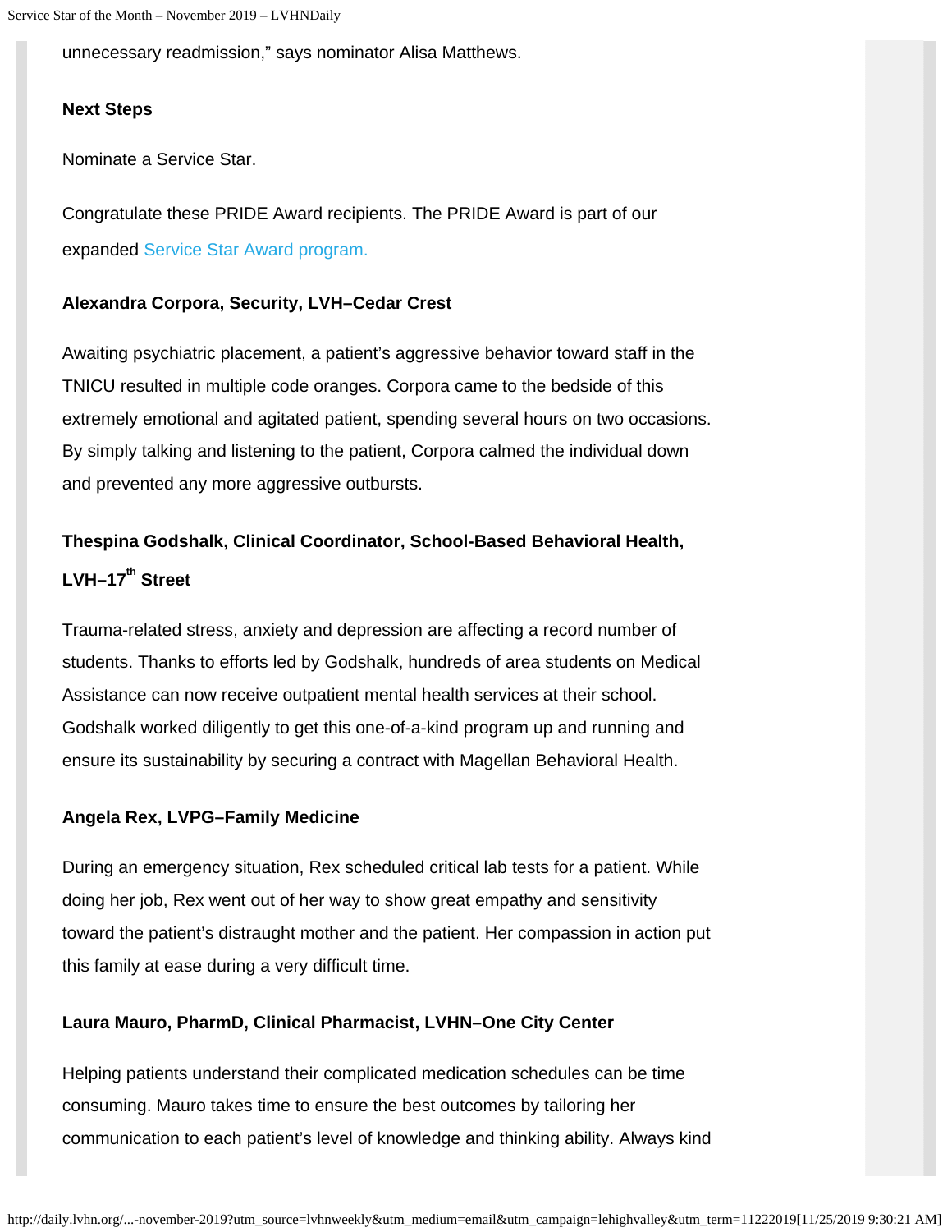unnecessary readmission," says nominator Alisa Matthews.

**Next Steps**

Nominate a Service Star.

Congratulate these PRIDE Award recipients. The PRIDE Award is part of our expanded Service Star Award program.

**Alexandra Corpora, Security, LVH–Cedar Crest**

Awaiting psychiatric placement, a patient's aggressive behavior toward staff in the TNICU resulted in multiple code oranges. Corpora came to the bedside of this extremely emotional and agitated patient, spending several hours on two occasions. By simply talking and listening to the patient, Corpora calmed the individual down and prevented any more aggressive outbursts.

**Thespina Godshalk, Clinical Coordinator, School-Based Behavioral Health, LVH–17th Street**

Trauma-related stress, anxiety and depression are affecting a record number of students. Thanks to efforts led by Godshalk, hundreds of area students on Medical Assistance can now receive outpatient mental health services at their school. Godshalk worked diligently to get this one-of-a-kind program up and running and ensure its sustainability by securing a contract with Magellan Behavioral Health.

**Angela Rex, LVPG–Family Medicine**

During an emergency situation, Rex scheduled critical lab tests for a patient. While doing her job, Rex went out of her way to show great empathy and sensitivity toward the patient's distraught mother and the patient. Her compassion in action put this family at ease during a very difficult time.

**Laura Mauro, PharmD, Clinical Pharmacist, LVHN–One City Center**

Helping patients understand their complicated medication schedules can be time consuming. Mauro takes time to ensure the best outcomes by tailoring her communication to each patient's level of knowledge and thinking ability. Always kind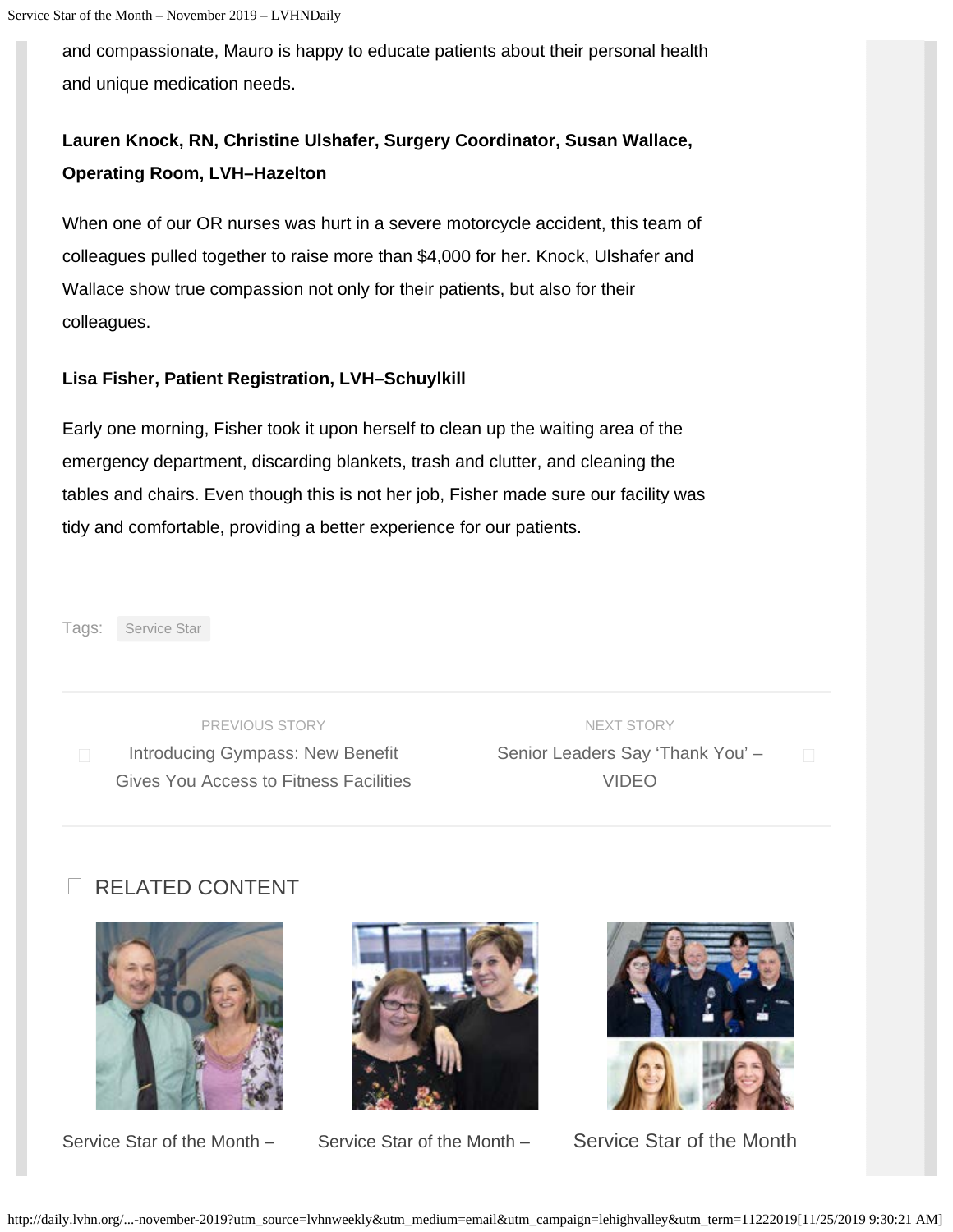and compassionate, Mauro is happy to educate patients about their personal health and unique medication needs.

**Lauren Knock, RN, Christine Ulshafer, Surgery Coordinator, Susan Wallace, Operating Room, LVH–Hazelton**

When one of our OR nurses was hurt in a severe motorcycle accident, this team of colleagues pulled together to raise more than $4,000 for her. Knock, Ulshafer and Wallace show true compassion not only for their patients, but also for their colleagues.

**Lisa Fisher, Patient Registration, LVH–Schuylkill**

Early one morning, Fisher took it upon herself to clean up the waiting area of the emergency department, discarding blankets, trash and clutter, and cleaning the tables and chairs. Even though this is not her job, Fisher made sure our facility was tidy and comfortable, providing a better experience for our patients.

Tags: Service Star

PREVIOUS STORY
Introducing Gympass: New Benefit Gives You Access to Fitness Facilities

NEXT STORY
Senior Leaders Say 'Thank You' – VIDEO

RELATED CONTENT

Service Star of the Month –

Service Star of the Month –

Service Star of the Month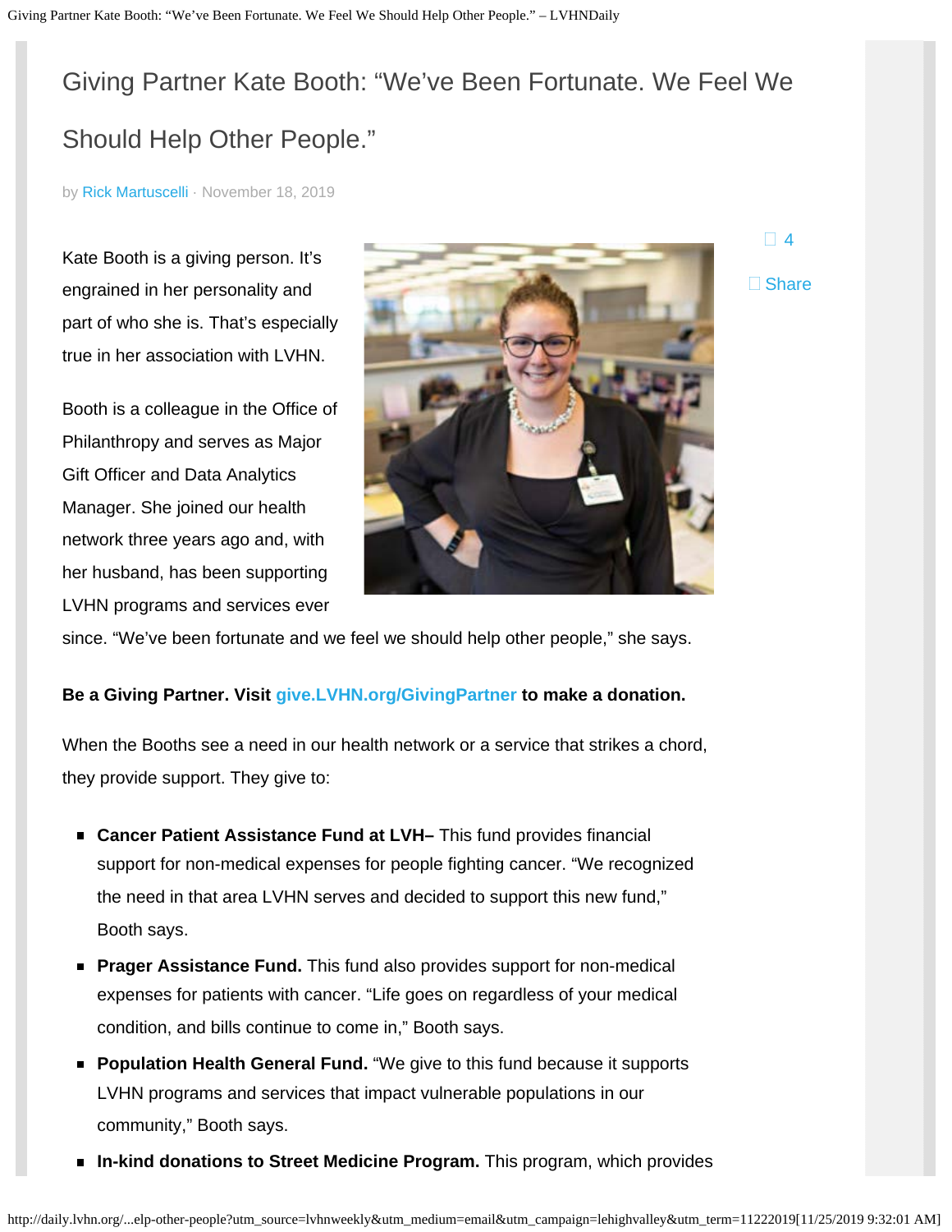# Giving Partner Kate Booth: "We've Been Fortunate. We Feel We Should Help Other People."

by Rick Martuscelli · November 18, 2019

4

Share

Kate Booth is a giving person. It's engrained in her personality and part of who she is. That's especially true in her association with LVHN.

Booth is a colleague in the Office of Philanthropy and serves as Major Gift Officer and Data Analytics Manager. She joined our health network three years ago and, with her husband, has been supporting LVHN programs and services ever since. "We've been fortunate and we feel we should help other people," she says.

**Be a Giving Partner. Visit give.LVHN.org/GivingPartner to make a donation.**

When the Booths see a need in our health network or a service that strikes a chord, they provide support. They give to:

- **Cancer Patient Assistance Fund at LVH–** This fund provides financial support for non-medical expenses for people fighting cancer. "We recognized the need in that area LVHN serves and decided to support this new fund," Booth says.
- **Prager Assistance Fund.** This fund also provides support for non-medical expenses for patients with cancer. "Life goes on regardless of your medical condition, and bills continue to come in," Booth says.
- **Population Health General Fund.** "We give to this fund because it supports LVHN programs and services that impact vulnerable populations in our community," Booth says.
- **In-kind donations to Street Medicine Program.** This program, which provides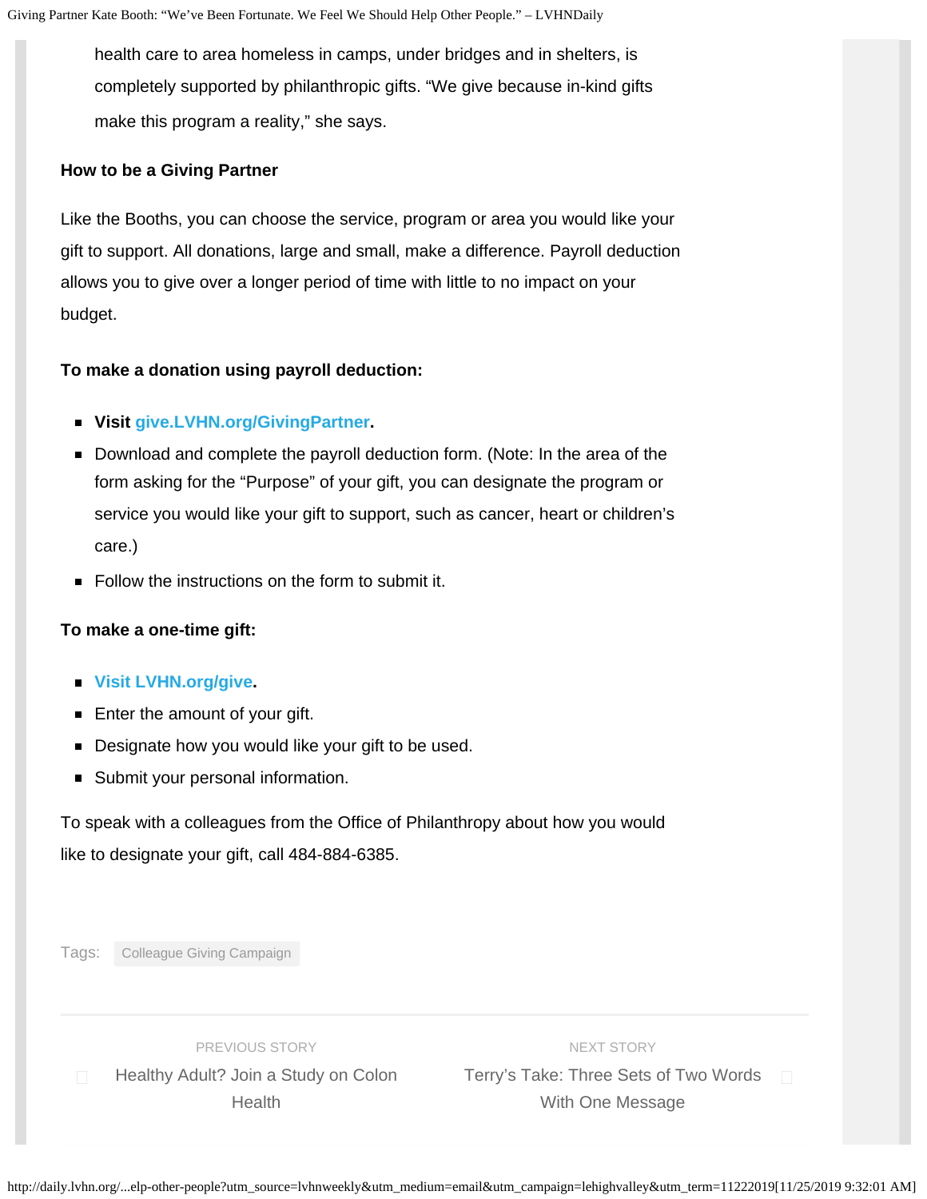health care to area homeless in camps, under bridges and in shelters, is completely supported by philanthropic gifts. "We give because in-kind gifts make this program a reality," she says.

**How to be a Giving Partner**

Like the Booths, you can choose the service, program or area you would like your gift to support. All donations, large and small, make a difference. Payroll deduction allows you to give over a longer period of time with little to no impact on your budget.

**To make a donation using payroll deduction:**

- **Visit give.LVHN.org/GivingPartner.**
- Download and complete the payroll deduction form. (Note: In the area of the form asking for the "Purpose" of your gift, you can designate the program or service you would like your gift to support, such as cancer, heart or children's care.)
- Follow the instructions on the form to submit it.

**To make a one-time gift:**

- **Visit LVHN.org/give.**
- Enter the amount of your gift.
- Designate how you would like your gift to be used.
- Submit your personal information.

To speak with a colleagues from the Office of Philanthropy about how you would like to designate your gift, call 484-884-6385.

Tags: Colleague Giving Campaign

PREVIOUS STORY
Healthy Adult? Join a Study on Colon Health

NEXT STORY
Terry's Take: Three Sets of Two Words With One Message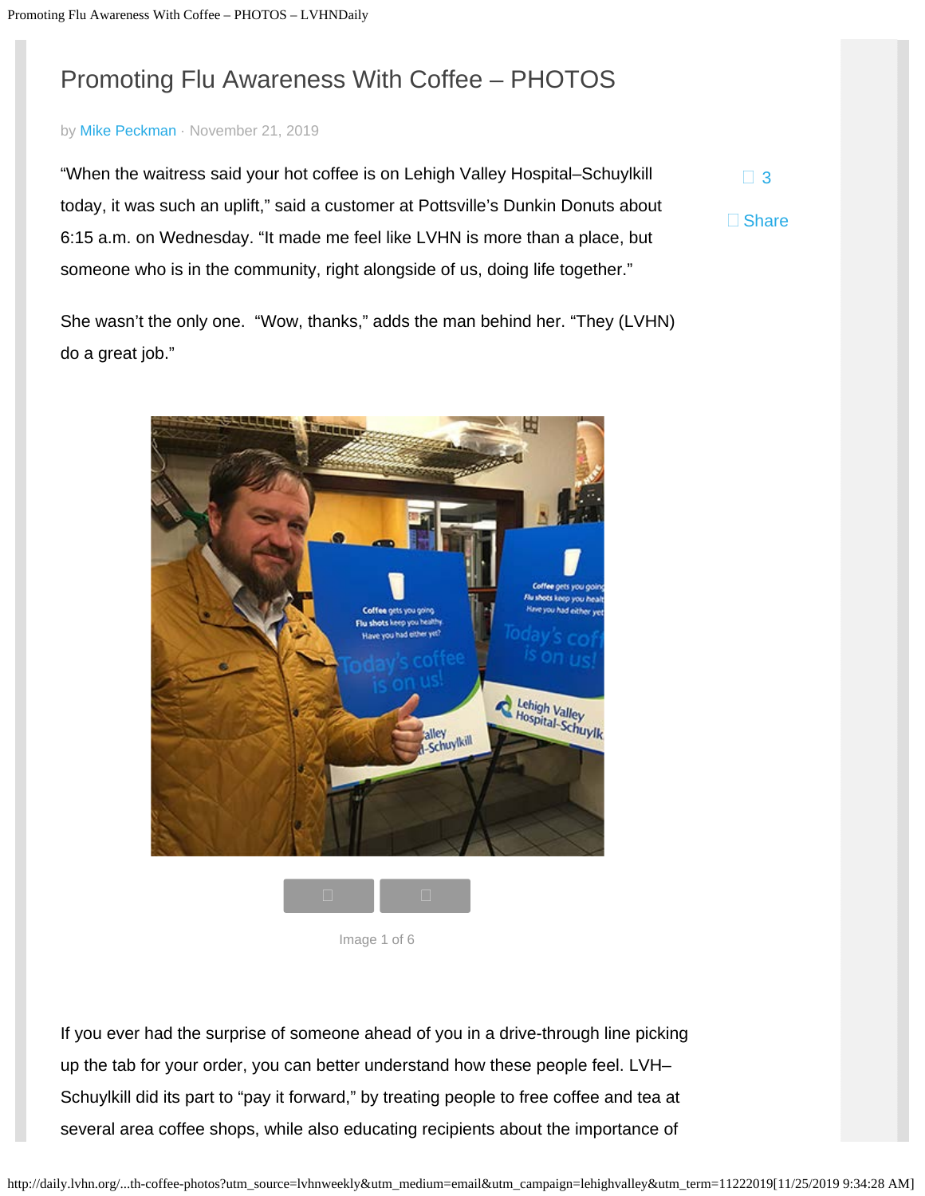# Promoting Flu Awareness With Coffee – PHOTOS

by Mike Peckman · November 21, 2019

3

Share

"When the waitress said your hot coffee is on Lehigh Valley Hospital–Schuylkill today, it was such an uplift," said a customer at Pottsville's Dunkin Donuts about 6:15 a.m. on Wednesday. "It made me feel like LVHN is more than a place, but someone who is in the community, right alongside of us, doing life together."

She wasn't the only one.  "Wow, thanks," adds the man behind her. "They (LVHN) do a great job."

Image 1 of 6

If you ever had the surprise of someone ahead of you in a drive-through line picking up the tab for your order, you can better understand how these people feel. LVH–Schuylkill did its part to "pay it forward," by treating people to free coffee and tea at several area coffee shops, while also educating recipients about the importance of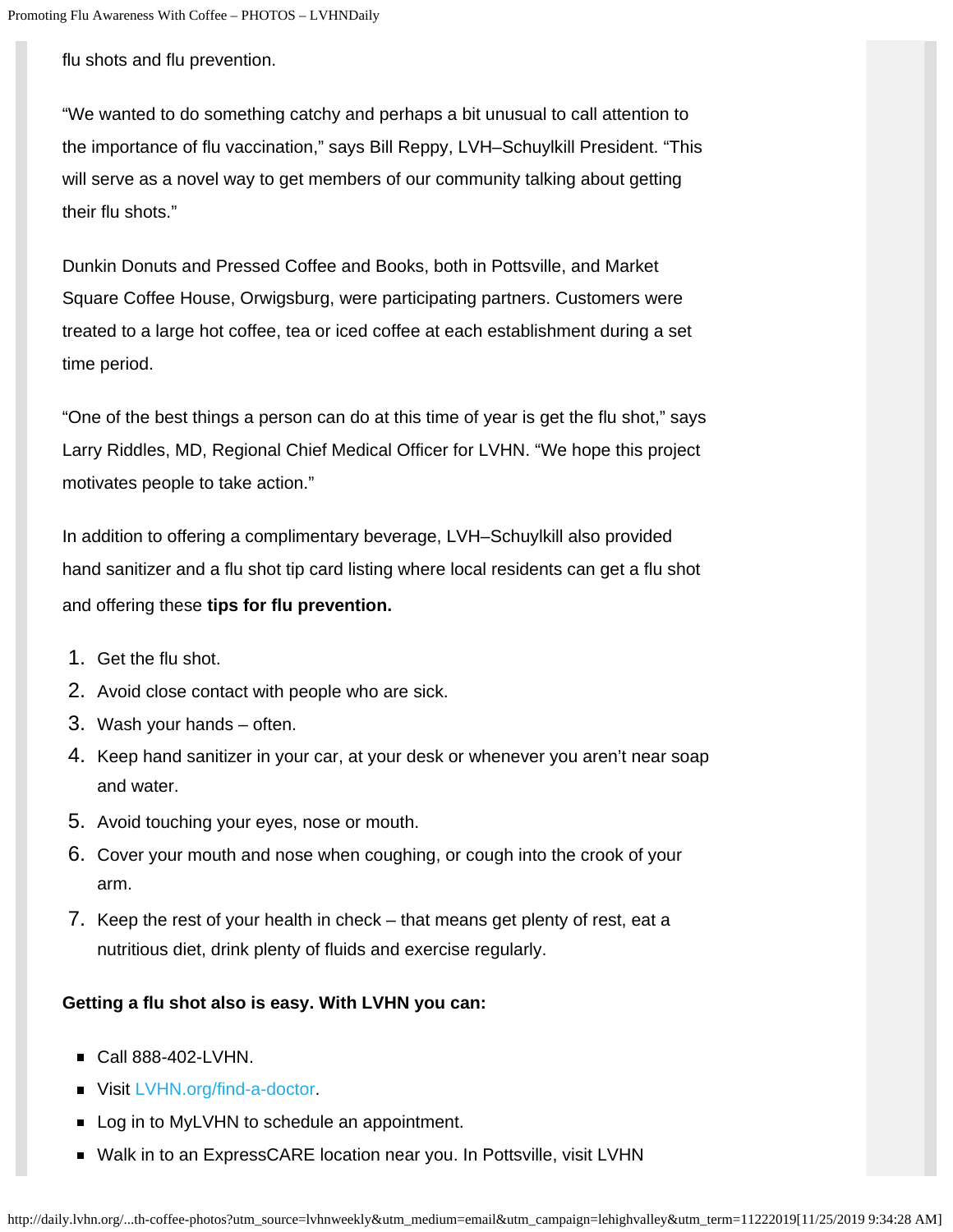flu shots and flu prevention.

"We wanted to do something catchy and perhaps a bit unusual to call attention to the importance of flu vaccination," says Bill Reppy, LVH–Schuylkill President. "This will serve as a novel way to get members of our community talking about getting their flu shots."

Dunkin Donuts and Pressed Coffee and Books, both in Pottsville, and Market Square Coffee House, Orwigsburg, were participating partners. Customers were treated to a large hot coffee, tea or iced coffee at each establishment during a set time period.

"One of the best things a person can do at this time of year is get the flu shot," says Larry Riddles, MD, Regional Chief Medical Officer for LVHN. "We hope this project motivates people to take action."

In addition to offering a complimentary beverage, LVH–Schuylkill also provided hand sanitizer and a flu shot tip card listing where local residents can get a flu shot and offering these **tips for flu prevention.**

1. Get the flu shot.
2. Avoid close contact with people who are sick.
3. Wash your hands – often.
4. Keep hand sanitizer in your car, at your desk or whenever you aren't near soap and water.
5. Avoid touching your eyes, nose or mouth.
6. Cover your mouth and nose when coughing, or cough into the crook of your arm.
7. Keep the rest of your health in check – that means get plenty of rest, eat a nutritious diet, drink plenty of fluids and exercise regularly.

**Getting a flu shot also is easy. With LVHN you can:**

- Call 888-402-LVHN.
- Visit LVHN.org/find-a-doctor.
- Log in to MyLVHN to schedule an appointment.
- Walk in to an ExpressCARE location near you. In Pottsville, visit LVHN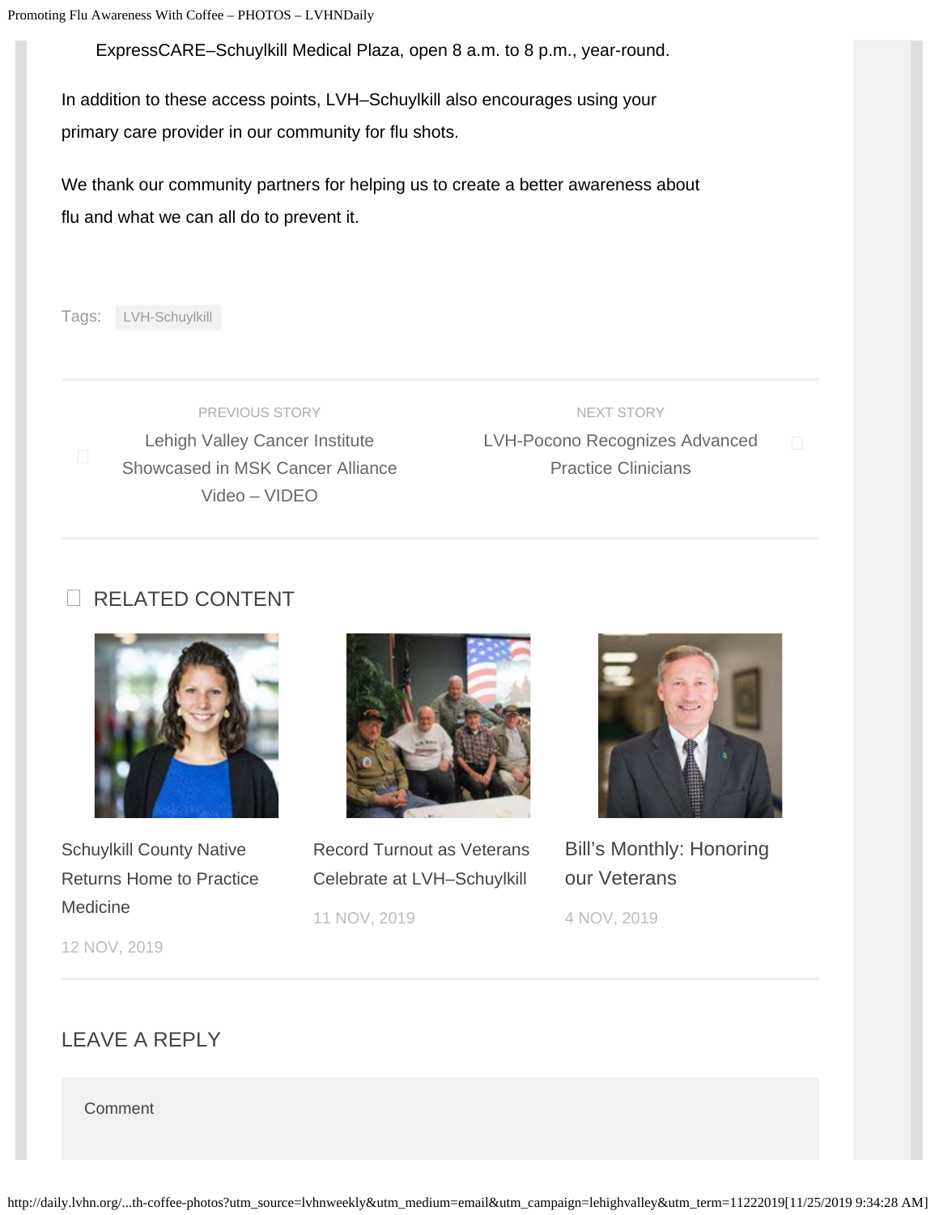ExpressCARE–Schuylkill Medical Plaza, open 8 a.m. to 8 p.m., year-round.

In addition to these access points, LVH–Schuylkill also encourages using your primary care provider in our community for flu shots.

We thank our community partners for helping us to create a better awareness about flu and what we can all do to prevent it.

Tags: LVH-Schuylkill

PREVIOUS STORY
Lehigh Valley Cancer Institute Showcased in MSK Cancer Alliance Video – VIDEO

NEXT STORY
LVH-Pocono Recognizes Advanced Practice Clinicians

## RELATED CONTENT

Schuylkill County Native Returns Home to Practice Medicine
12 NOV, 2019

Record Turnout as Veterans Celebrate at LVH–Schuylkill
11 NOV, 2019

Bill's Monthly: Honoring our Veterans
4 NOV, 2019

## LEAVE A REPLY

Comment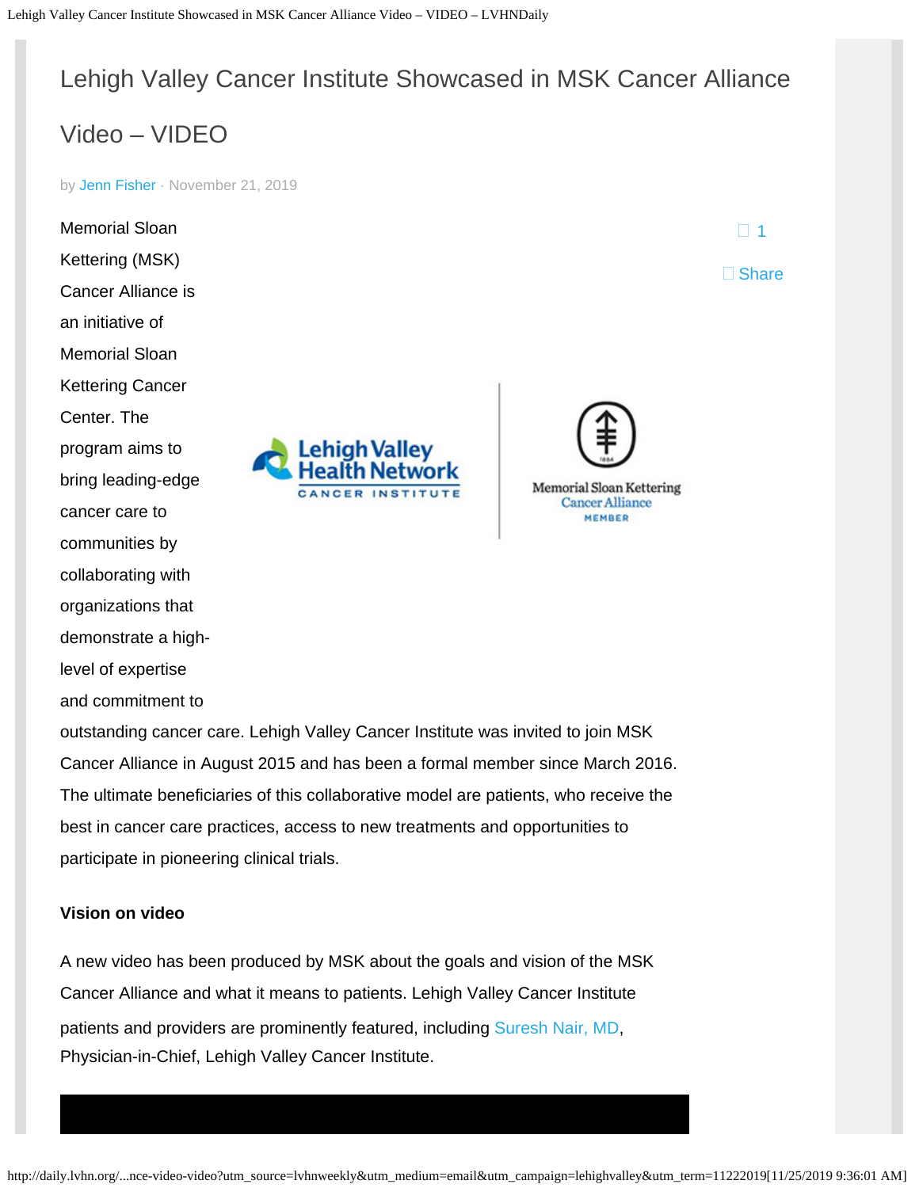# Lehigh Valley Cancer Institute Showcased in MSK Cancer Alliance Video – VIDEO

by Jenn Fisher · November 21, 2019

1

Share

Memorial Sloan Kettering (MSK) Cancer Alliance is an initiative of Memorial Sloan Kettering Cancer Center. The program aims to bring leading-edge cancer care to communities by collaborating with organizations that demonstrate a high-level of expertise and commitment to outstanding cancer care. Lehigh Valley Cancer Institute was invited to join MSK Cancer Alliance in August 2015 and has been a formal member since March 2016. The ultimate beneficiaries of this collaborative model are patients, who receive the best in cancer care practices, access to new treatments and opportunities to participate in pioneering clinical trials.

**Vision on video**

A new video has been produced by MSK about the goals and vision of the MSK Cancer Alliance and what it means to patients. Lehigh Valley Cancer Institute patients and providers are prominently featured, including Suresh Nair, MD, Physician-in-Chief, Lehigh Valley Cancer Institute.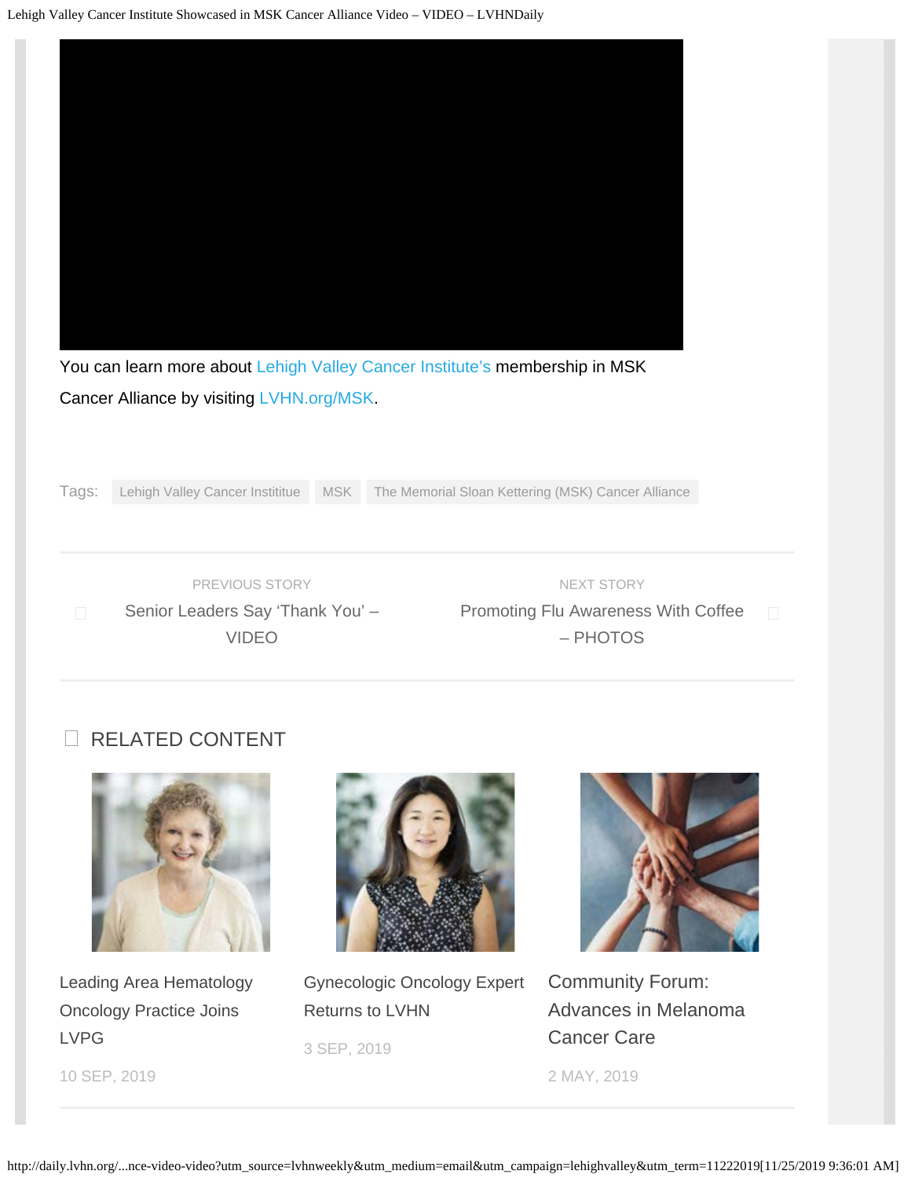You can learn more about Lehigh Valley Cancer Institute's membership in MSK Cancer Alliance by visiting LVHN.org/MSK.

Tags: Lehigh Valley Cancer Instititue | MSK | The Memorial Sloan Kettering (MSK) Cancer Alliance

PREVIOUS STORY
Senior Leaders Say 'Thank You' – VIDEO

NEXT STORY
Promoting Flu Awareness With Coffee – PHOTOS

## RELATED CONTENT

Leading Area Hematology Oncology Practice Joins LVPG
10 SEP, 2019

Gynecologic Oncology Expert Returns to LVHN
3 SEP, 2019

Community Forum: Advances in Melanoma Cancer Care
2 MAY, 2019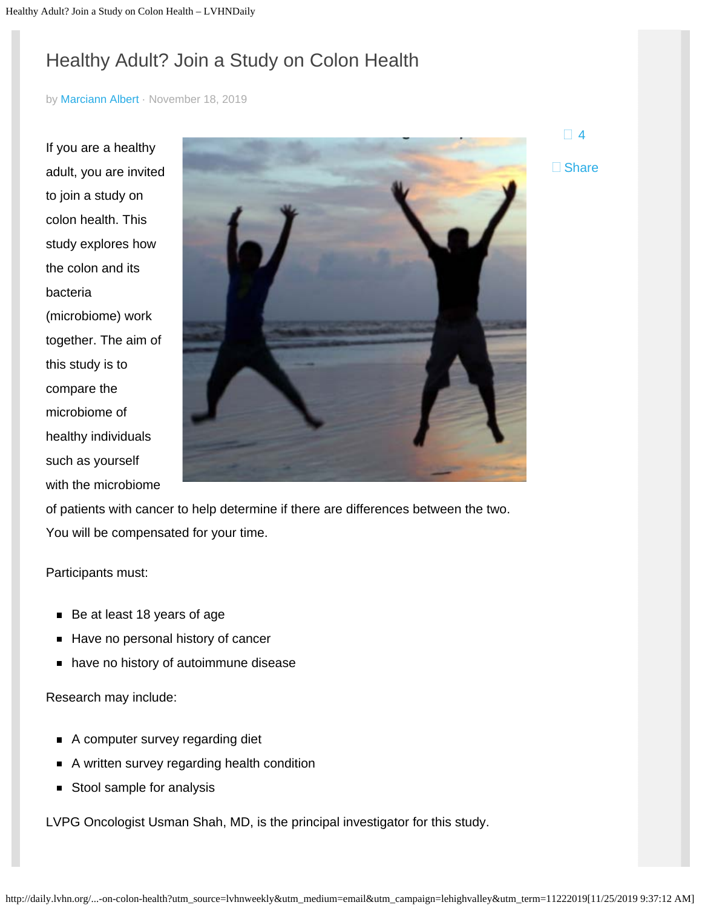# Healthy Adult? Join a Study on Colon Health

by Marciann Albert · November 18, 2019

4

Share

If you are a healthy adult, you are invited to join a study on colon health. This study explores how the colon and its bacteria (microbiome) work together. The aim of this study is to compare the microbiome of healthy individuals such as yourself with the microbiome of patients with cancer to help determine if there are differences between the two. You will be compensated for your time.

Participants must:

- Be at least 18 years of age
- Have no personal history of cancer
- have no history of autoimmune disease

Research may include:

- A computer survey regarding diet
- A written survey regarding health condition
- Stool sample for analysis

LVPG Oncologist Usman Shah, MD, is the principal investigator for this study.